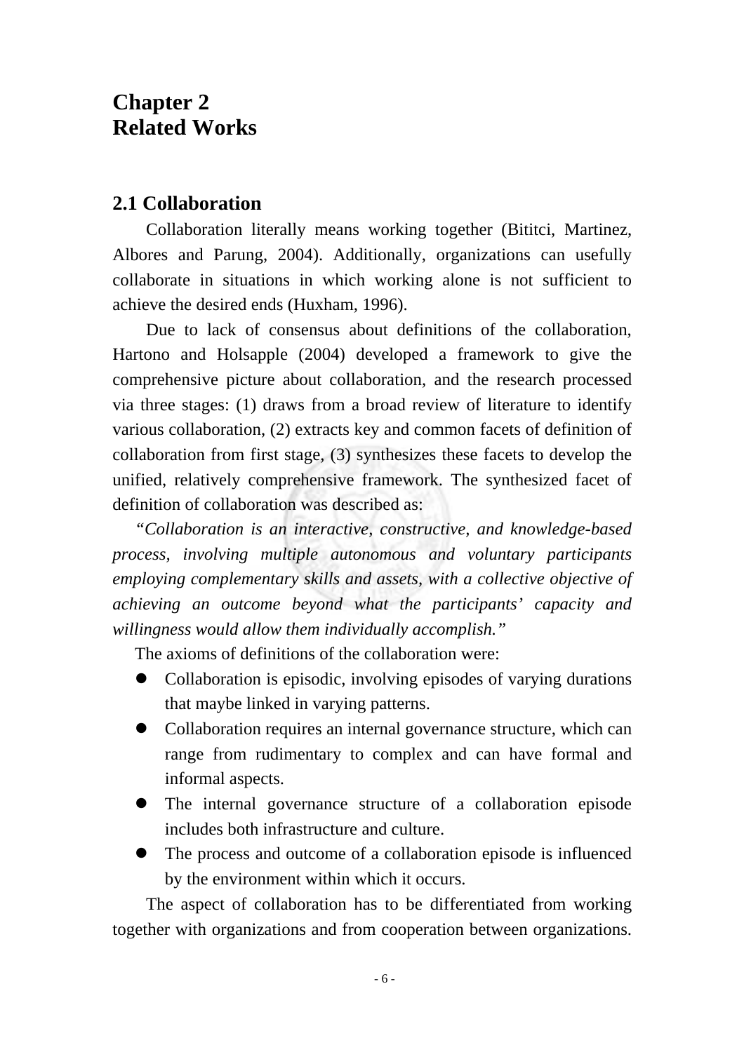# Chapter 2
# Related Works

## 2.1 Collaboration

Collaboration literally means working together (Bititci, Martinez, Albores and Parung, 2004). Additionally, organizations can usefully collaborate in situations in which working alone is not sufficient to achieve the desired ends (Huxham, 1996).

Due to lack of consensus about definitions of the collaboration, Hartono and Holsapple (2004) developed a framework to give the comprehensive picture about collaboration, and the research processed via three stages: (1) draws from a broad review of literature to identify various collaboration, (2) extracts key and common facets of definition of collaboration from first stage, (3) synthesizes these facets to develop the unified, relatively comprehensive framework. The synthesized facet of definition of collaboration was described as:

*"Collaboration is an interactive, constructive, and knowledge-based process, involving multiple autonomous and voluntary participants employing complementary skills and assets, with a collective objective of achieving an outcome beyond what the participants' capacity and willingness would allow them individually accomplish."*

The axioms of definitions of the collaboration were:

- Collaboration is episodic, involving episodes of varying durations that maybe linked in varying patterns.
- Collaboration requires an internal governance structure, which can range from rudimentary to complex and can have formal and informal aspects.
- The internal governance structure of a collaboration episode includes both infrastructure and culture.
- The process and outcome of a collaboration episode is influenced by the environment within which it occurs.

The aspect of collaboration has to be differentiated from working together with organizations and from cooperation between organizations.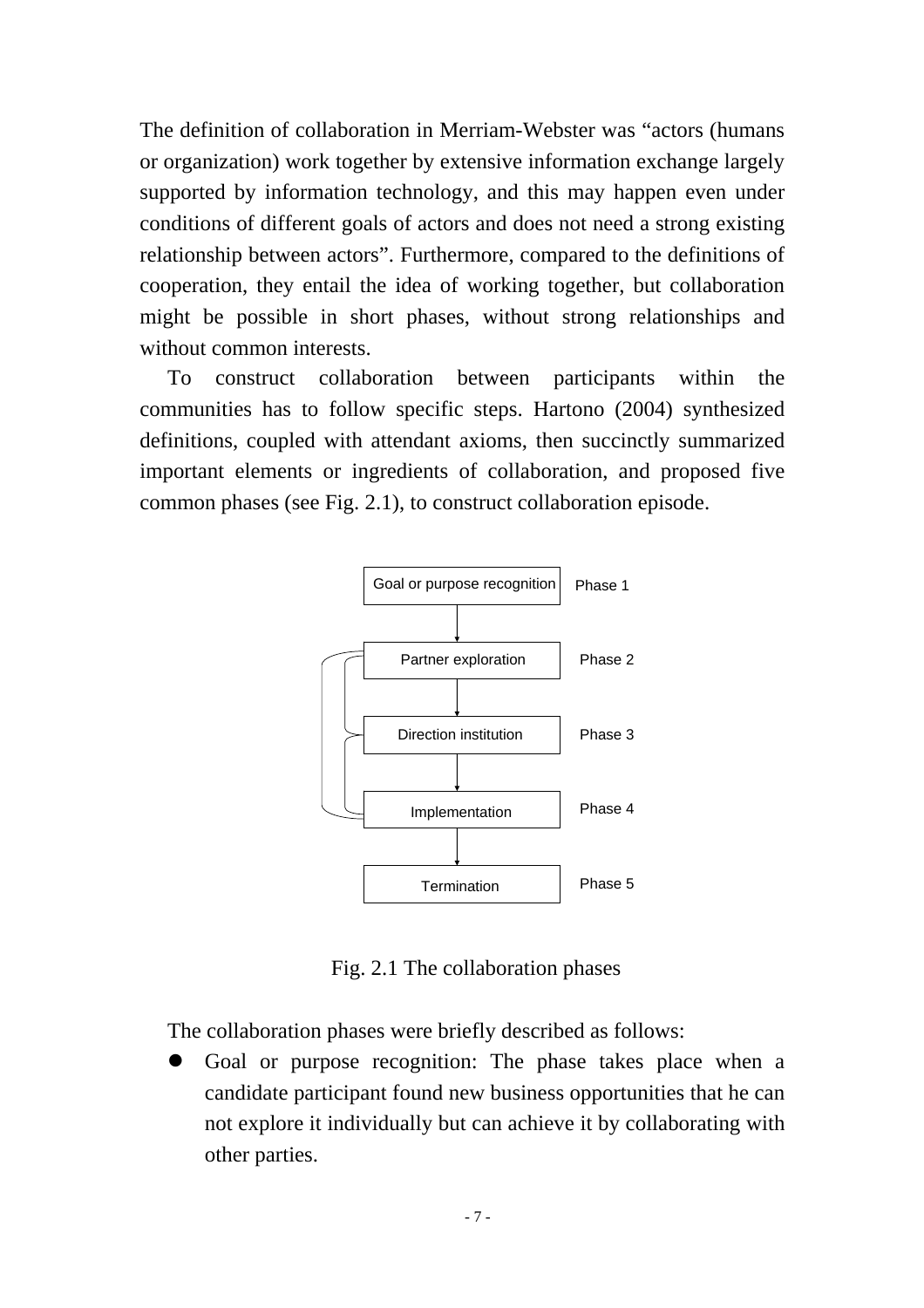The definition of collaboration in Merriam-Webster was "actors (humans or organization) work together by extensive information exchange largely supported by information technology, and this may happen even under conditions of different goals of actors and does not need a strong existing relationship between actors". Furthermore, compared to the definitions of cooperation, they entail the idea of working together, but collaboration might be possible in short phases, without strong relationships and without common interests.

To construct collaboration between participants within the communities has to follow specific steps. Hartono (2004) synthesized definitions, coupled with attendant axioms, then succinctly summarized important elements or ingredients of collaboration, and proposed five common phases (see Fig. 2.1), to construct collaboration episode.

Goal or purpose recognition — Phase 1

Partner exploration — Phase 2

Direction institution — Phase 3

Implementation — Phase 4

Termination — Phase 5

Fig. 2.1 The collaboration phases

The collaboration phases were briefly described as follows:

- Goal or purpose recognition: The phase takes place when a candidate participant found new business opportunities that he can not explore it individually but can achieve it by collaborating with other parties.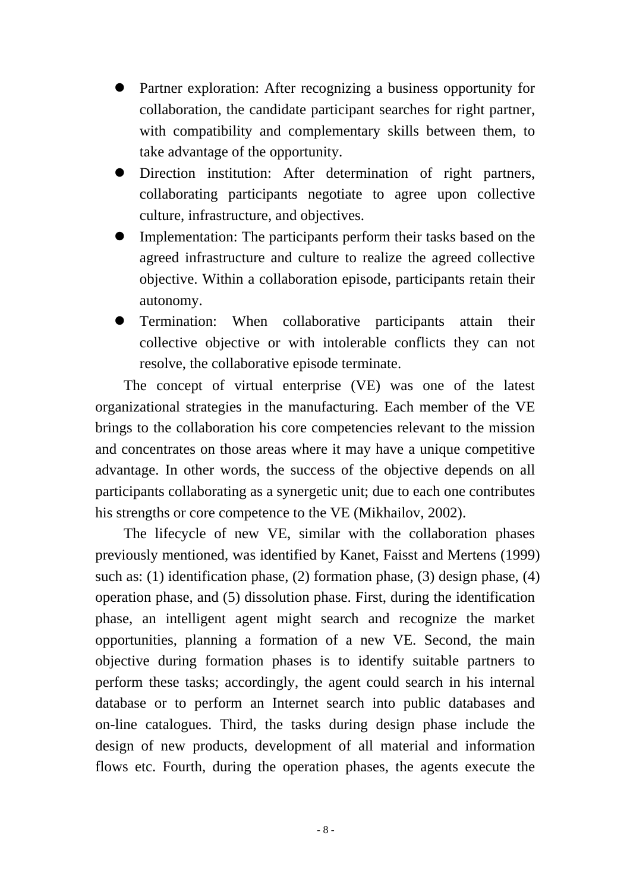- Partner exploration: After recognizing a business opportunity for collaboration, the candidate participant searches for right partner, with compatibility and complementary skills between them, to take advantage of the opportunity.
- Direction institution: After determination of right partners, collaborating participants negotiate to agree upon collective culture, infrastructure, and objectives.
- Implementation: The participants perform their tasks based on the agreed infrastructure and culture to realize the agreed collective objective. Within a collaboration episode, participants retain their autonomy.
- Termination: When collaborative participants attain their collective objective or with intolerable conflicts they can not resolve, the collaborative episode terminate.

The concept of virtual enterprise (VE) was one of the latest organizational strategies in the manufacturing. Each member of the VE brings to the collaboration his core competencies relevant to the mission and concentrates on those areas where it may have a unique competitive advantage. In other words, the success of the objective depends on all participants collaborating as a synergetic unit; due to each one contributes his strengths or core competence to the VE (Mikhailov, 2002).

The lifecycle of new VE, similar with the collaboration phases previously mentioned, was identified by Kanet, Faisst and Mertens (1999) such as: (1) identification phase, (2) formation phase, (3) design phase, (4) operation phase, and (5) dissolution phase. First, during the identification phase, an intelligent agent might search and recognize the market opportunities, planning a formation of a new VE. Second, the main objective during formation phases is to identify suitable partners to perform these tasks; accordingly, the agent could search in his internal database or to perform an Internet search into public databases and on-line catalogues. Third, the tasks during design phase include the design of new products, development of all material and information flows etc. Fourth, during the operation phases, the agents execute the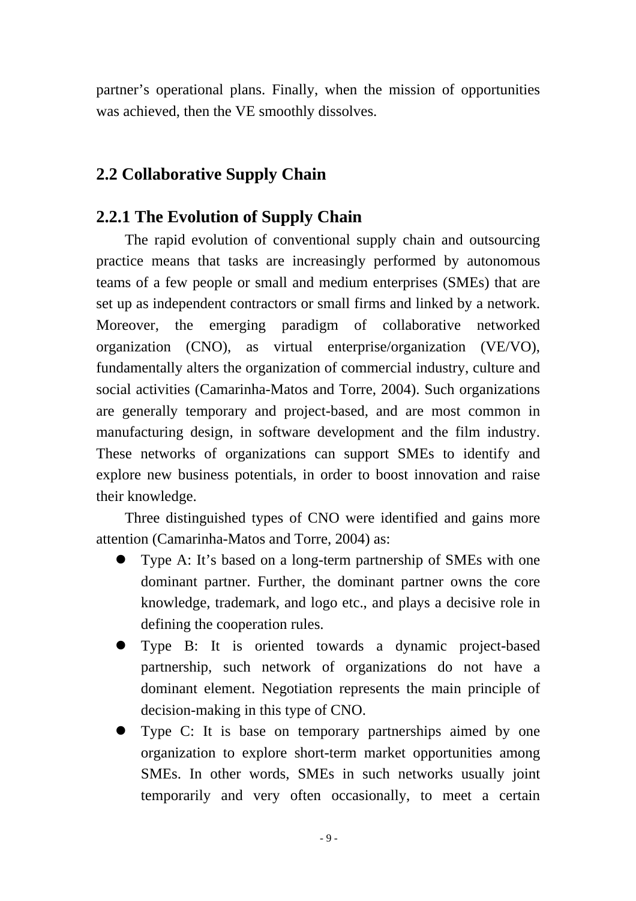partner's operational plans. Finally, when the mission of opportunities was achieved, then the VE smoothly dissolves.

## 2.2 Collaborative Supply Chain

### 2.2.1 The Evolution of Supply Chain

The rapid evolution of conventional supply chain and outsourcing practice means that tasks are increasingly performed by autonomous teams of a few people or small and medium enterprises (SMEs) that are set up as independent contractors or small firms and linked by a network. Moreover, the emerging paradigm of collaborative networked organization (CNO), as virtual enterprise/organization (VE/VO), fundamentally alters the organization of commercial industry, culture and social activities (Camarinha-Matos and Torre, 2004). Such organizations are generally temporary and project-based, and are most common in manufacturing design, in software development and the film industry. These networks of organizations can support SMEs to identify and explore new business potentials, in order to boost innovation and raise their knowledge.

Three distinguished types of CNO were identified and gains more attention (Camarinha-Matos and Torre, 2004) as:

- Type A: It's based on a long-term partnership of SMEs with one dominant partner. Further, the dominant partner owns the core knowledge, trademark, and logo etc., and plays a decisive role in defining the cooperation rules.
- Type B: It is oriented towards a dynamic project-based partnership, such network of organizations do not have a dominant element. Negotiation represents the main principle of decision-making in this type of CNO.
- Type C: It is base on temporary partnerships aimed by one organization to explore short-term market opportunities among SMEs. In other words, SMEs in such networks usually joint temporarily and very often occasionally, to meet a certain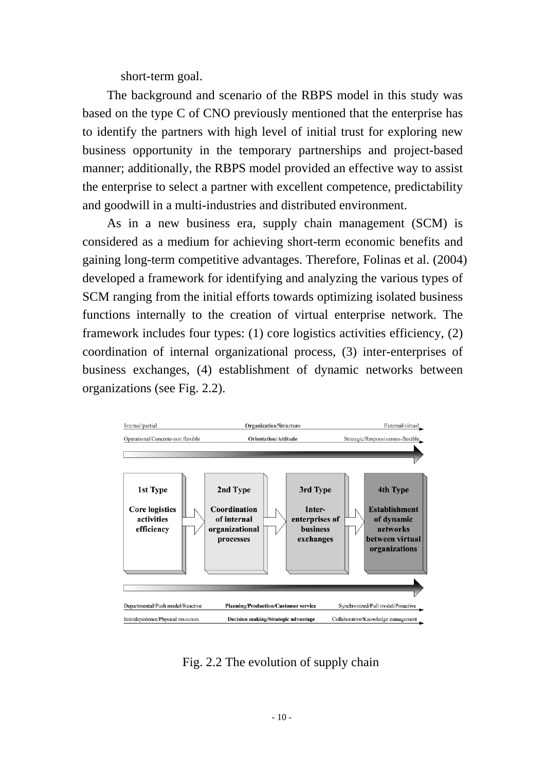short-term goal.

The background and scenario of the RBPS model in this study was based on the type C of CNO previously mentioned that the enterprise has to identify the partners with high level of initial trust for exploring new business opportunity in the temporary partnerships and project-based manner; additionally, the RBPS model provided an effective way to assist the enterprise to select a partner with excellent competence, predictability and goodwill in a multi-industries and distributed environment.

As in a new business era, supply chain management (SCM) is considered as a medium for achieving short-term economic benefits and gaining long-term competitive advantages. Therefore, Folinas et al. (2004) developed a framework for identifying and analyzing the various types of SCM ranging from the initial efforts towards optimizing isolated business functions internally to the creation of virtual enterprise network. The framework includes four types: (1) core logistics activities efficiency, (2) coordination of internal organizational process, (3) inter-enterprises of business exchanges, (4) establishment of dynamic networks between organizations (see Fig. 2.2).

Internal/partial — **Organization/Structure** — External/virtual

Operational/Concrete-non flexible — **Orientation/Attitude** — Strategic/Responsiveness-flexible

**1st Type** **Core logistics activities efficiency** → **2nd Type** **Coordination of internal organizational processes** → **3rd Type** **Inter-enterprises of business exchanges** → **4th Type** **Establishment of dynamic networks between virtual organizations**

Departmental/Push model/Reactive — **Planning/Production/Customer service** — Synchronized/Pull model/Proactive

Interdepedence/Physical resources — **Decision making/Strategic advantage** — Collaborative/Knowledge management

Fig. 2.2 The evolution of supply chain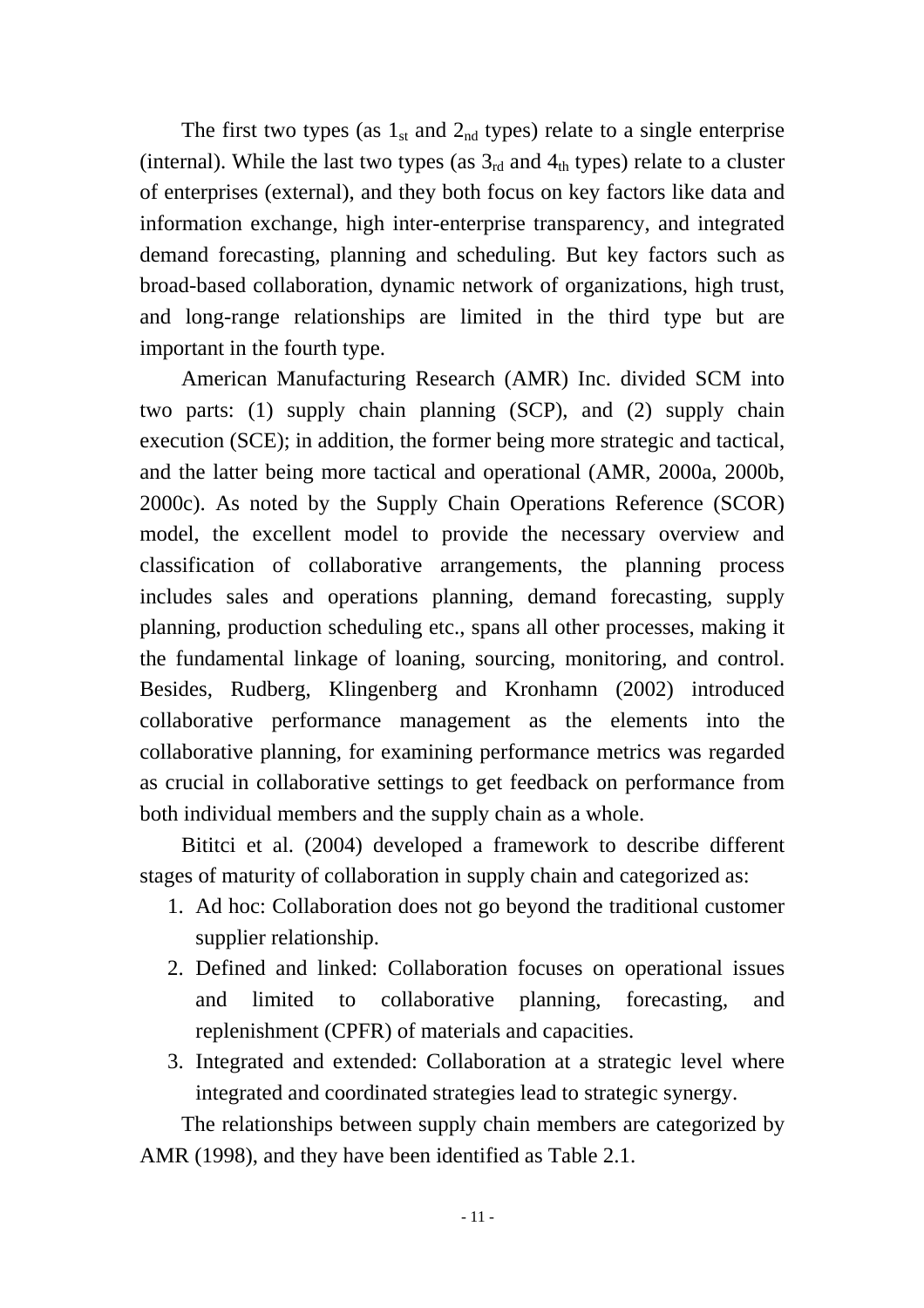The first two types (as $1_{st}$ and $2_{nd}$ types) relate to a single enterprise (internal). While the last two types (as $3_{rd}$ and $4_{th}$ types) relate to a cluster of enterprises (external), and they both focus on key factors like data and information exchange, high inter-enterprise transparency, and integrated demand forecasting, planning and scheduling. But key factors such as broad-based collaboration, dynamic network of organizations, high trust, and long-range relationships are limited in the third type but are important in the fourth type.

American Manufacturing Research (AMR) Inc. divided SCM into two parts: (1) supply chain planning (SCP), and (2) supply chain execution (SCE); in addition, the former being more strategic and tactical, and the latter being more tactical and operational (AMR, 2000a, 2000b, 2000c). As noted by the Supply Chain Operations Reference (SCOR) model, the excellent model to provide the necessary overview and classification of collaborative arrangements, the planning process includes sales and operations planning, demand forecasting, supply planning, production scheduling etc., spans all other processes, making it the fundamental linkage of loaning, sourcing, monitoring, and control. Besides, Rudberg, Klingenberg and Kronhamn (2002) introduced collaborative performance management as the elements into the collaborative planning, for examining performance metrics was regarded as crucial in collaborative settings to get feedback on performance from both individual members and the supply chain as a whole.

Bititci et al. (2004) developed a framework to describe different stages of maturity of collaboration in supply chain and categorized as:

1. Ad hoc: Collaboration does not go beyond the traditional customer supplier relationship.
2. Defined and linked: Collaboration focuses on operational issues and limited to collaborative planning, forecasting, and replenishment (CPFR) of materials and capacities.
3. Integrated and extended: Collaboration at a strategic level where integrated and coordinated strategies lead to strategic synergy.

The relationships between supply chain members are categorized by AMR (1998), and they have been identified as Table 2.1.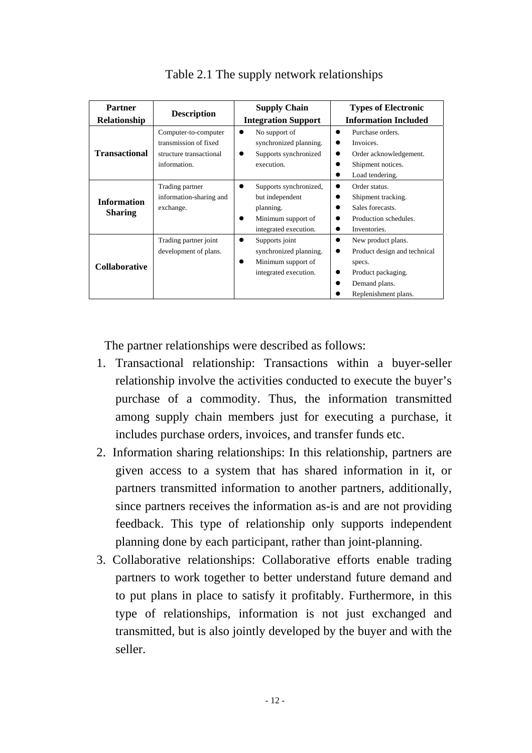Table 2.1 The supply network relationships

| Partner Relationship | Description | Supply Chain Integration Support | Types of Electronic Information Included |
|---|---|---|---|
| **Transactional** | Computer-to-computer transmission of fixed structure transactional information. | • No support of synchronized planning.<br>• Supports synchronized execution. | • Purchase orders.<br>• Invoices.<br>• Order acknowledgement.<br>• Shipment notices.<br>• Load tendering. |
| **Information Sharing** | Trading partner information-sharing and exchange. | • Supports synchronized, but independent planning.<br>• Minimum support of integrated execution. | • Order status.<br>• Shipment tracking.<br>• Sales forecasts.<br>• Production schedules.<br>• Inventories. |
| **Collaborative** | Trading partner joint development of plans. | • Supports joint synchronized planning.<br>• Minimum support of integrated execution. | • New product plans.<br>• Product design and technical specs.<br>• Product packaging.<br>• Demand plans.<br>• Replenishment plans. |

The partner relationships were described as follows:

1. Transactional relationship: Transactions within a buyer-seller relationship involve the activities conducted to execute the buyer's purchase of a commodity. Thus, the information transmitted among supply chain members just for executing a purchase, it includes purchase orders, invoices, and transfer funds etc.
2. Information sharing relationships: In this relationship, partners are given access to a system that has shared information in it, or partners transmitted information to another partners, additionally, since partners receives the information as-is and are not providing feedback. This type of relationship only supports independent planning done by each participant, rather than joint-planning.
3. Collaborative relationships: Collaborative efforts enable trading partners to work together to better understand future demand and to put plans in place to satisfy it profitably. Furthermore, in this type of relationships, information is not just exchanged and transmitted, but is also jointly developed by the buyer and with the seller.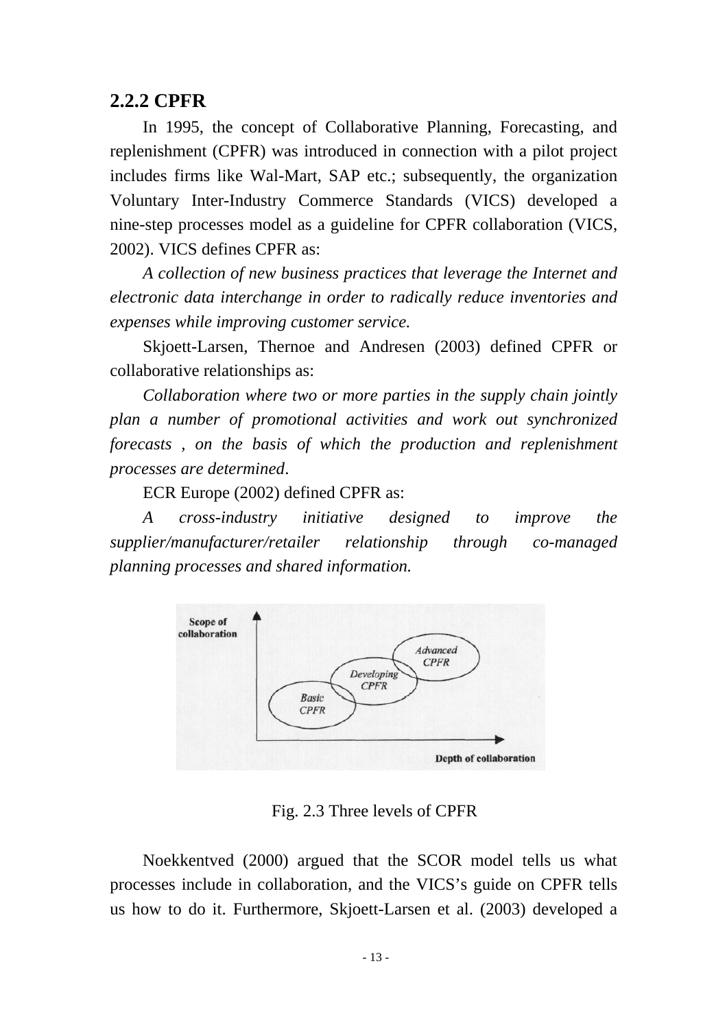### 2.2.2 CPFR

In 1995, the concept of Collaborative Planning, Forecasting, and replenishment (CPFR) was introduced in connection with a pilot project includes firms like Wal-Mart, SAP etc.; subsequently, the organization Voluntary Inter-Industry Commerce Standards (VICS) developed a nine-step processes model as a guideline for CPFR collaboration (VICS, 2002). VICS defines CPFR as:

*A collection of new business practices that leverage the Internet and electronic data interchange in order to radically reduce inventories and expenses while improving customer service.*

Skjoett-Larsen, Thernoe and Andresen (2003) defined CPFR or collaborative relationships as:

*Collaboration where two or more parties in the supply chain jointly plan a number of promotional activities and work out synchronized forecasts , on the basis of which the production and replenishment processes are determined*.

ECR Europe (2002) defined CPFR as:

*A cross-industry initiative designed to improve the supplier/manufacturer/retailer relationship through co-managed planning processes and shared information.*

Fig. 2.3 Three levels of CPFR

Noekkentved (2000) argued that the SCOR model tells us what processes include in collaboration, and the VICS's guide on CPFR tells us how to do it. Furthermore, Skjoett-Larsen et al. (2003) developed a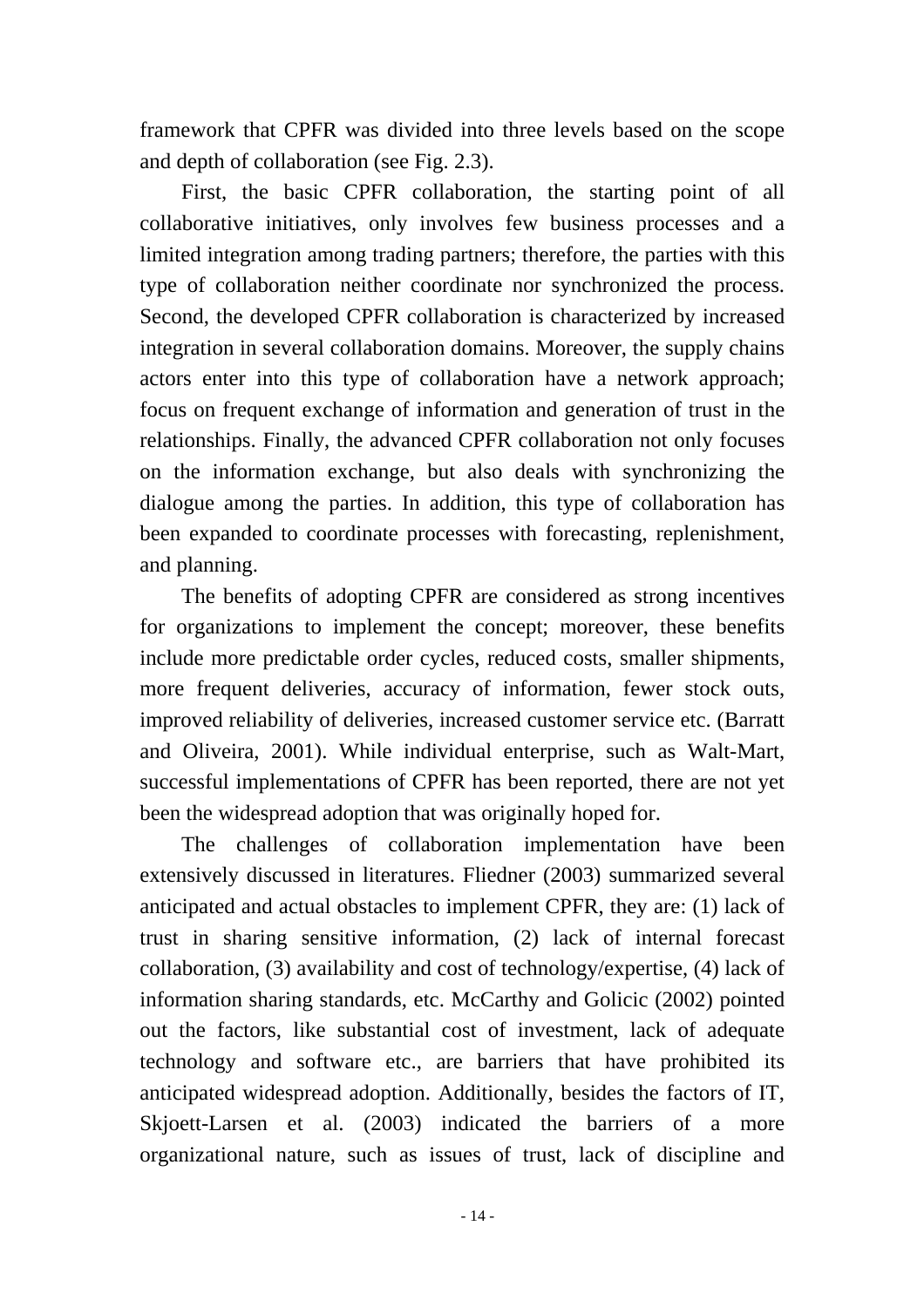framework that CPFR was divided into three levels based on the scope and depth of collaboration (see Fig. 2.3).

First, the basic CPFR collaboration, the starting point of all collaborative initiatives, only involves few business processes and a limited integration among trading partners; therefore, the parties with this type of collaboration neither coordinate nor synchronized the process. Second, the developed CPFR collaboration is characterized by increased integration in several collaboration domains. Moreover, the supply chains actors enter into this type of collaboration have a network approach; focus on frequent exchange of information and generation of trust in the relationships. Finally, the advanced CPFR collaboration not only focuses on the information exchange, but also deals with synchronizing the dialogue among the parties. In addition, this type of collaboration has been expanded to coordinate processes with forecasting, replenishment, and planning.

The benefits of adopting CPFR are considered as strong incentives for organizations to implement the concept; moreover, these benefits include more predictable order cycles, reduced costs, smaller shipments, more frequent deliveries, accuracy of information, fewer stock outs, improved reliability of deliveries, increased customer service etc. (Barratt and Oliveira, 2001). While individual enterprise, such as Walt-Mart, successful implementations of CPFR has been reported, there are not yet been the widespread adoption that was originally hoped for.

The challenges of collaboration implementation have been extensively discussed in literatures. Fliedner (2003) summarized several anticipated and actual obstacles to implement CPFR, they are: (1) lack of trust in sharing sensitive information, (2) lack of internal forecast collaboration, (3) availability and cost of technology/expertise, (4) lack of information sharing standards, etc. McCarthy and Golicic (2002) pointed out the factors, like substantial cost of investment, lack of adequate technology and software etc., are barriers that have prohibited its anticipated widespread adoption. Additionally, besides the factors of IT, Skjoett-Larsen et al. (2003) indicated the barriers of a more organizational nature, such as issues of trust, lack of discipline and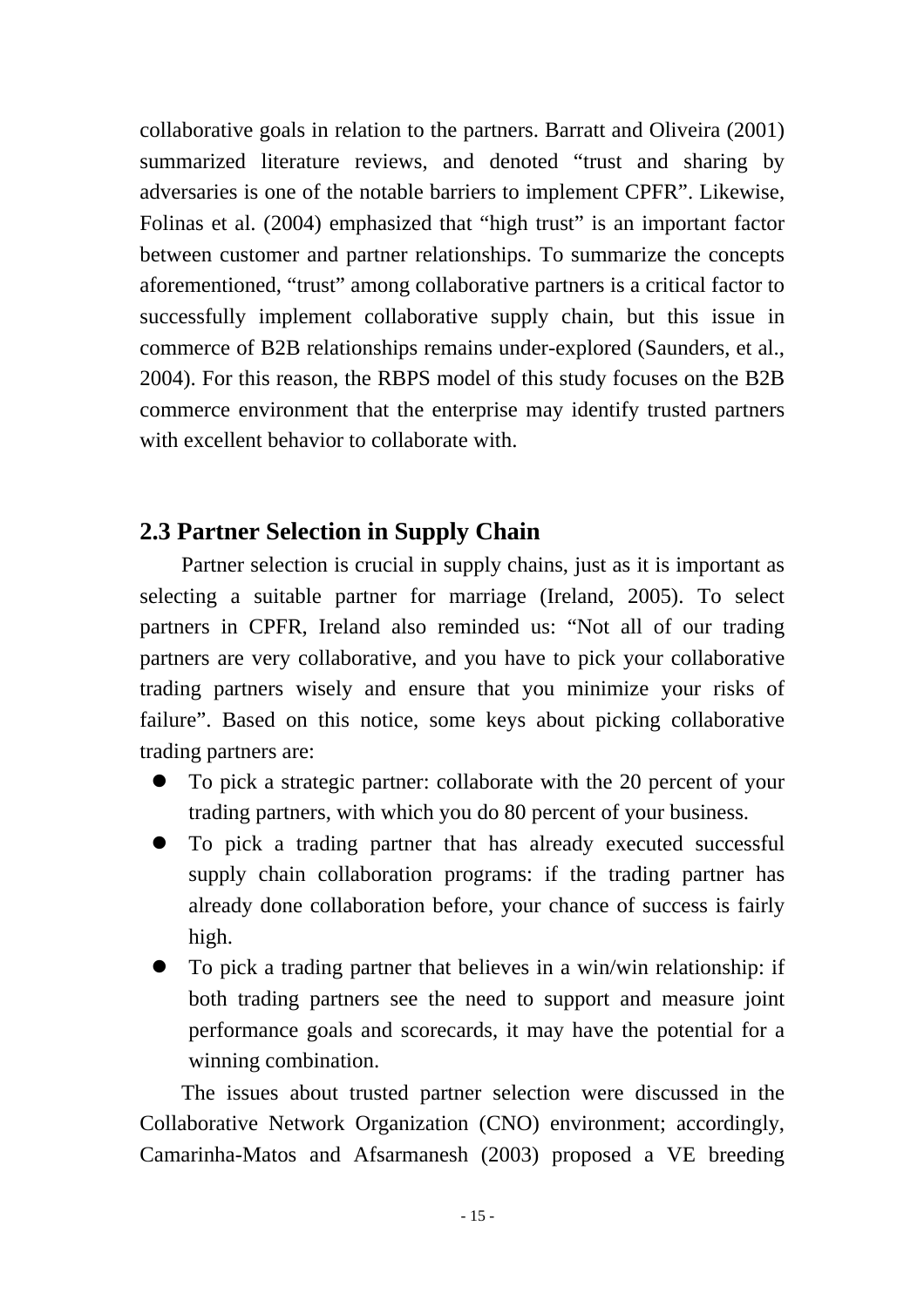collaborative goals in relation to the partners. Barratt and Oliveira (2001) summarized literature reviews, and denoted "trust and sharing by adversaries is one of the notable barriers to implement CPFR". Likewise, Folinas et al. (2004) emphasized that "high trust" is an important factor between customer and partner relationships. To summarize the concepts aforementioned, "trust" among collaborative partners is a critical factor to successfully implement collaborative supply chain, but this issue in commerce of B2B relationships remains under-explored (Saunders, et al., 2004). For this reason, the RBPS model of this study focuses on the B2B commerce environment that the enterprise may identify trusted partners with excellent behavior to collaborate with.

## 2.3 Partner Selection in Supply Chain

Partner selection is crucial in supply chains, just as it is important as selecting a suitable partner for marriage (Ireland, 2005). To select partners in CPFR, Ireland also reminded us: "Not all of our trading partners are very collaborative, and you have to pick your collaborative trading partners wisely and ensure that you minimize your risks of failure". Based on this notice, some keys about picking collaborative trading partners are:

- To pick a strategic partner: collaborate with the 20 percent of your trading partners, with which you do 80 percent of your business.
- To pick a trading partner that has already executed successful supply chain collaboration programs: if the trading partner has already done collaboration before, your chance of success is fairly high.
- To pick a trading partner that believes in a win/win relationship: if both trading partners see the need to support and measure joint performance goals and scorecards, it may have the potential for a winning combination.

The issues about trusted partner selection were discussed in the Collaborative Network Organization (CNO) environment; accordingly, Camarinha-Matos and Afsarmanesh (2003) proposed a VE breeding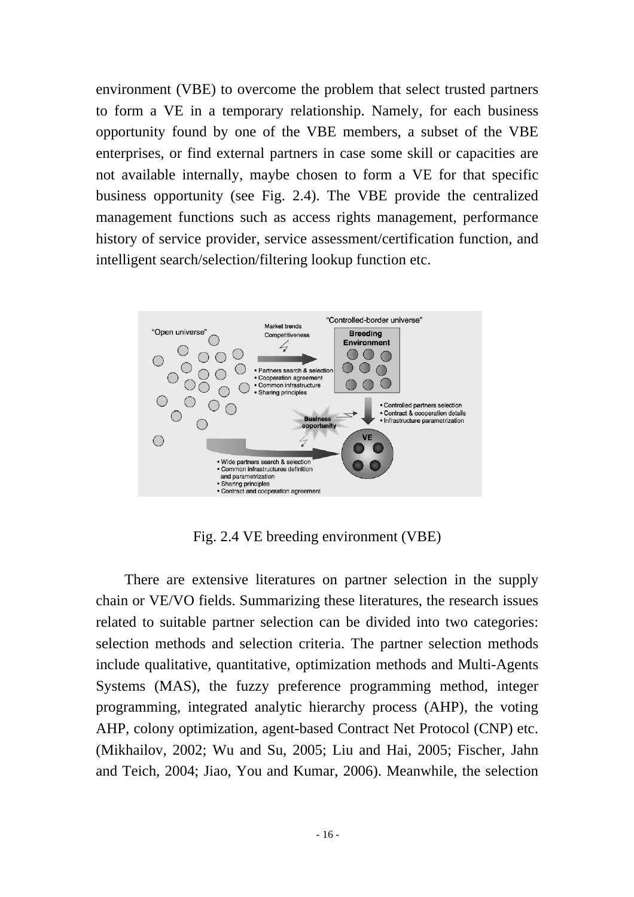environment (VBE) to overcome the problem that select trusted partners to form a VE in a temporary relationship. Namely, for each business opportunity found by one of the VBE members, a subset of the VBE enterprises, or find external partners in case some skill or capacities are not available internally, maybe chosen to form a VE for that specific business opportunity (see Fig. 2.4). The VBE provide the centralized management functions such as access rights management, performance history of service provider, service assessment/certification function, and intelligent search/selection/filtering lookup function etc.

Fig. 2.4 VE breeding environment (VBE)

There are extensive literatures on partner selection in the supply chain or VE/VO fields. Summarizing these literatures, the research issues related to suitable partner selection can be divided into two categories: selection methods and selection criteria. The partner selection methods include qualitative, quantitative, optimization methods and Multi-Agents Systems (MAS), the fuzzy preference programming method, integer programming, integrated analytic hierarchy process (AHP), the voting AHP, colony optimization, agent-based Contract Net Protocol (CNP) etc. (Mikhailov, 2002; Wu and Su, 2005; Liu and Hai, 2005; Fischer, Jahn and Teich, 2004; Jiao, You and Kumar, 2006). Meanwhile, the selection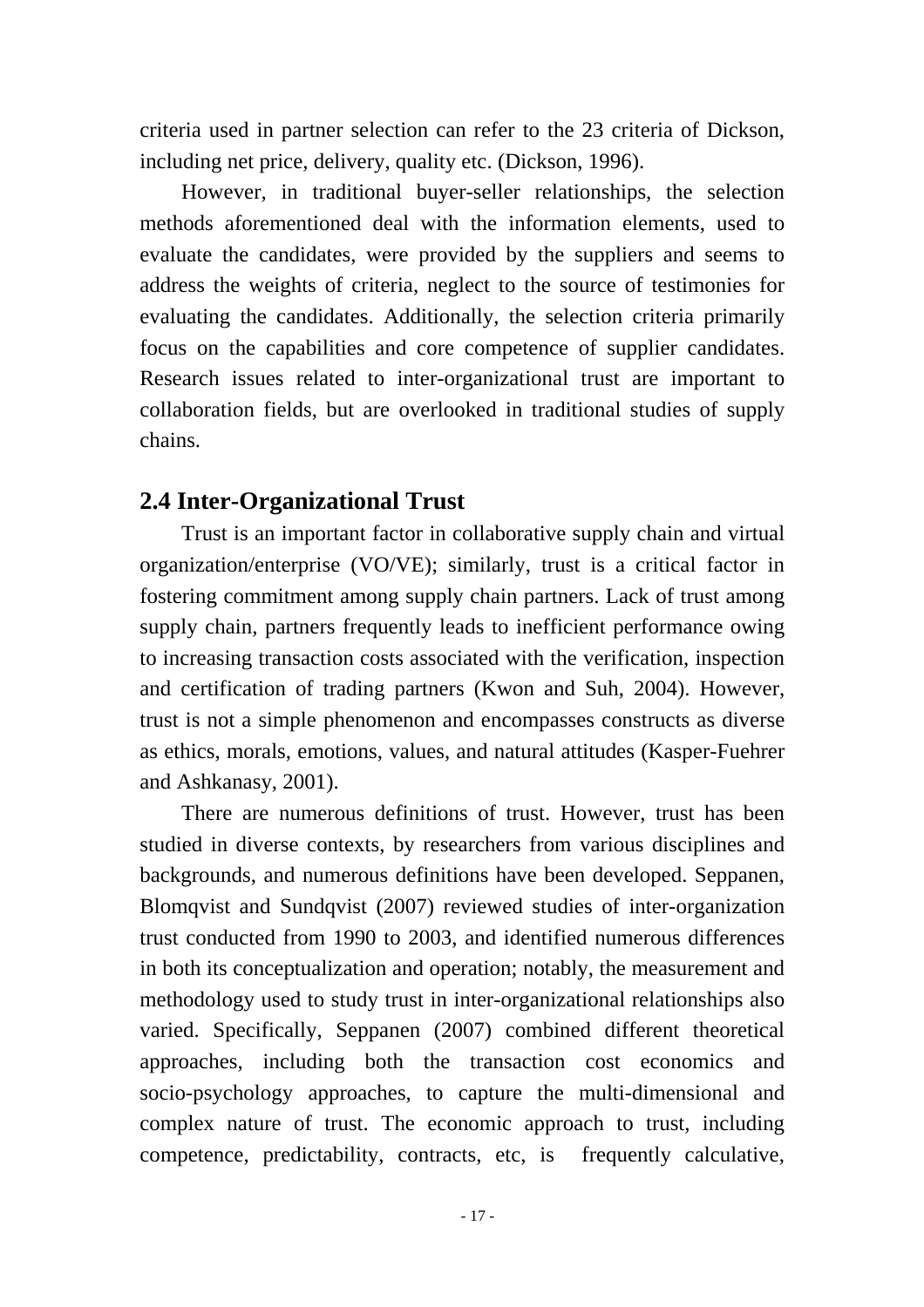criteria used in partner selection can refer to the 23 criteria of Dickson, including net price, delivery, quality etc. (Dickson, 1996).

However, in traditional buyer-seller relationships, the selection methods aforementioned deal with the information elements, used to evaluate the candidates, were provided by the suppliers and seems to address the weights of criteria, neglect to the source of testimonies for evaluating the candidates. Additionally, the selection criteria primarily focus on the capabilities and core competence of supplier candidates. Research issues related to inter-organizational trust are important to collaboration fields, but are overlooked in traditional studies of supply chains.

## 2.4 Inter-Organizational Trust

Trust is an important factor in collaborative supply chain and virtual organization/enterprise (VO/VE); similarly, trust is a critical factor in fostering commitment among supply chain partners. Lack of trust among supply chain, partners frequently leads to inefficient performance owing to increasing transaction costs associated with the verification, inspection and certification of trading partners (Kwon and Suh, 2004). However, trust is not a simple phenomenon and encompasses constructs as diverse as ethics, morals, emotions, values, and natural attitudes (Kasper-Fuehrer and Ashkanasy, 2001).

There are numerous definitions of trust. However, trust has been studied in diverse contexts, by researchers from various disciplines and backgrounds, and numerous definitions have been developed. Seppanen, Blomqvist and Sundqvist (2007) reviewed studies of inter-organization trust conducted from 1990 to 2003, and identified numerous differences in both its conceptualization and operation; notably, the measurement and methodology used to study trust in inter-organizational relationships also varied. Specifically, Seppanen (2007) combined different theoretical approaches, including both the transaction cost economics and socio-psychology approaches, to capture the multi-dimensional and complex nature of trust. The economic approach to trust, including competence, predictability, contracts, etc, is frequently calculative,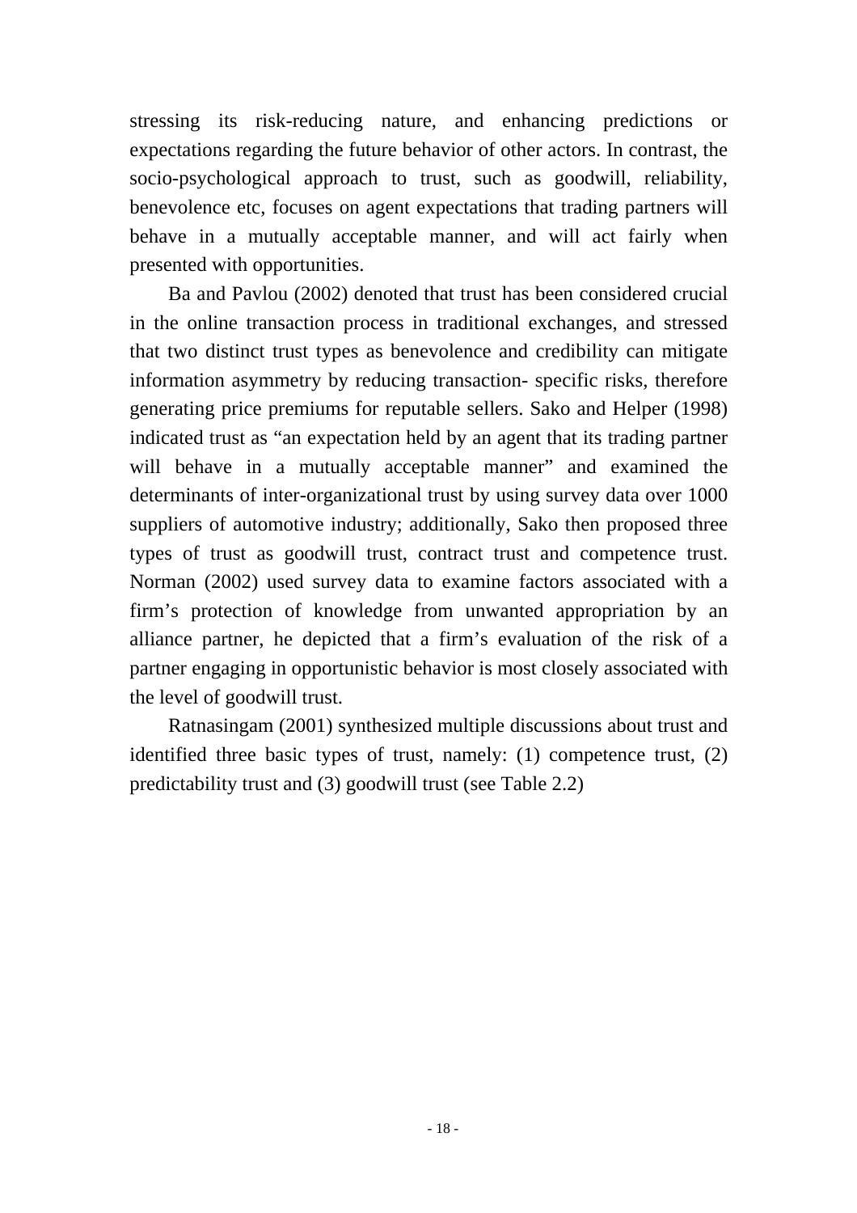stressing its risk-reducing nature, and enhancing predictions or expectations regarding the future behavior of other actors. In contrast, the socio-psychological approach to trust, such as goodwill, reliability, benevolence etc, focuses on agent expectations that trading partners will behave in a mutually acceptable manner, and will act fairly when presented with opportunities.

Ba and Pavlou (2002) denoted that trust has been considered crucial in the online transaction process in traditional exchanges, and stressed that two distinct trust types as benevolence and credibility can mitigate information asymmetry by reducing transaction- specific risks, therefore generating price premiums for reputable sellers. Sako and Helper (1998) indicated trust as "an expectation held by an agent that its trading partner will behave in a mutually acceptable manner" and examined the determinants of inter-organizational trust by using survey data over 1000 suppliers of automotive industry; additionally, Sako then proposed three types of trust as goodwill trust, contract trust and competence trust. Norman (2002) used survey data to examine factors associated with a firm's protection of knowledge from unwanted appropriation by an alliance partner, he depicted that a firm's evaluation of the risk of a partner engaging in opportunistic behavior is most closely associated with the level of goodwill trust.

Ratnasingam (2001) synthesized multiple discussions about trust and identified three basic types of trust, namely: (1) competence trust, (2) predictability trust and (3) goodwill trust (see Table 2.2)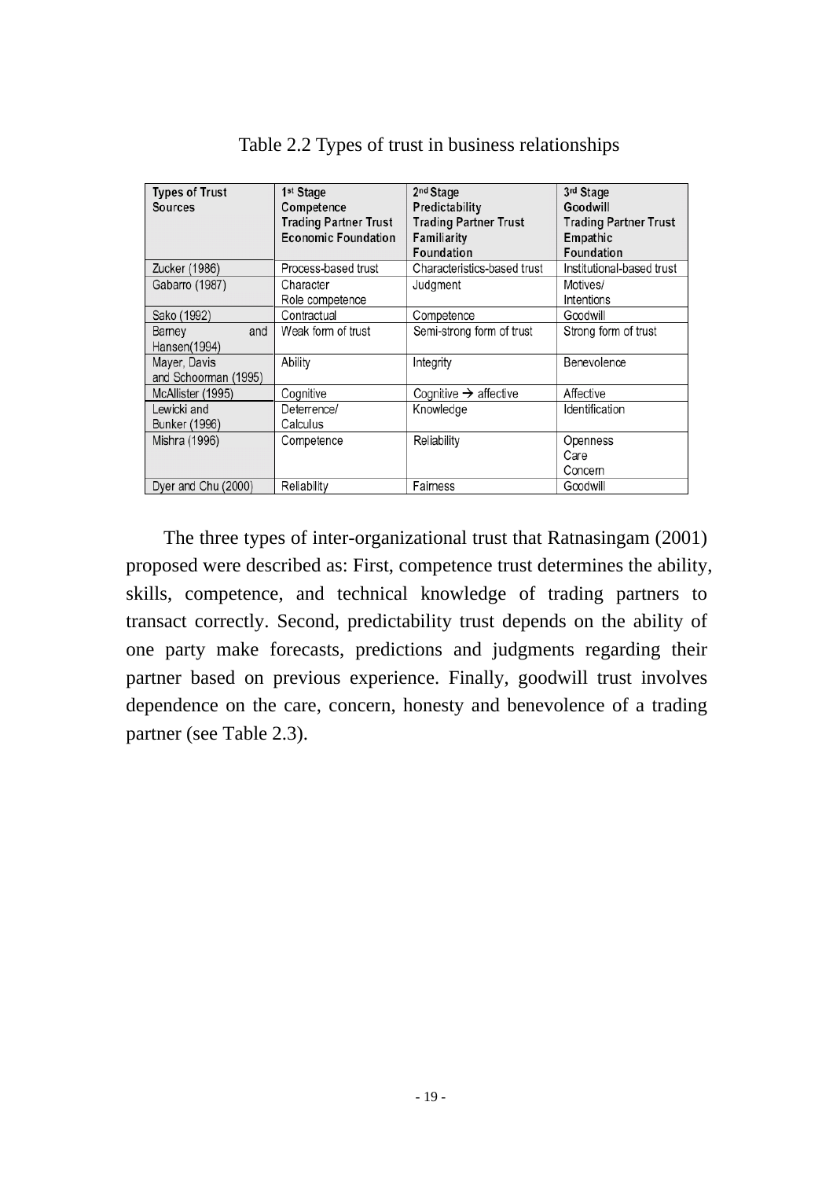Table 2.2 Types of trust in business relationships

| **Types of Trust Sources** | **1st Stage Competence Trading Partner Trust Economic Foundation** | **2nd Stage Predictability Trading Partner Trust Familiarity Foundation** | **3rd Stage Goodwill Trading Partner Trust Empathic Foundation** |
|---|---|---|---|
| Zucker (1986) | Process-based trust | Characteristics-based trust | Institutional-based trust |
| Gabarro (1987) | Character Role competence | Judgment | Motives/ Intentions |
| Sako (1992) | Contractual | Competence | Goodwill |
| Barney and Hansen(1994) | Weak form of trust | Semi-strong form of trust | Strong form of trust |
| Mayer, Davis and Schoorman (1995) | Ability | Integrity | Benevolence |
| McAllister (1995) | Cognitive | Cognitive → affective | Affective |
| Lewicki and Bunker (1996) | Deterrence/ Calculus | Knowledge | Identification |
| Mishra (1996) | Competence | Reliability | Openness Care Concern |
| Dyer and Chu (2000) | Reliability | Fairness | Goodwill |

The three types of inter-organizational trust that Ratnasingam (2001) proposed were described as: First, competence trust determines the ability, skills, competence, and technical knowledge of trading partners to transact correctly. Second, predictability trust depends on the ability of one party make forecasts, predictions and judgments regarding their partner based on previous experience. Finally, goodwill trust involves dependence on the care, concern, honesty and benevolence of a trading partner (see Table 2.3).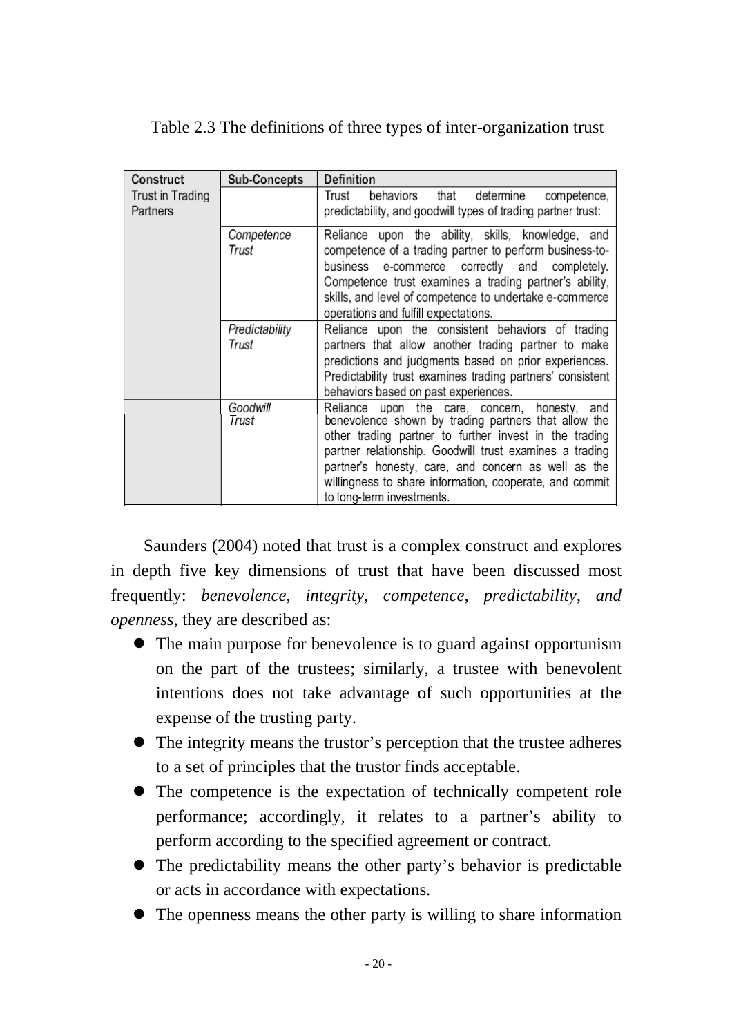Table 2.3 The definitions of three types of inter-organization trust

| Construct | Sub-Concepts | Definition |
|---|---|---|
| Trust in Trading Partners | | Trust behaviors that determine competence, predictability, and goodwill types of trading partner trust: |
| | *Competence Trust* | Reliance upon the ability, skills, knowledge, and competence of a trading partner to perform business-to-business e-commerce correctly and completely. Competence trust examines a trading partner's ability, skills, and level of competence to undertake e-commerce operations and fulfill expectations. |
| | *Predictability Trust* | Reliance upon the consistent behaviors of trading partners that allow another trading partner to make predictions and judgments based on prior experiences. Predictability trust examines trading partners' consistent behaviors based on past experiences. |
| | *Goodwill Trust* | Reliance upon the care, concern, honesty, and benevolence shown by trading partners that allow the other trading partner to further invest in the trading partner relationship. Goodwill trust examines a trading partner's honesty, care, and concern as well as the willingness to share information, cooperate, and commit to long-term investments. |

Saunders (2004) noted that trust is a complex construct and explores in depth five key dimensions of trust that have been discussed most frequently: *benevolence, integrity, competence, predictability, and openness*, they are described as:

- The main purpose for benevolence is to guard against opportunism on the part of the trustees; similarly, a trustee with benevolent intentions does not take advantage of such opportunities at the expense of the trusting party.
- The integrity means the trustor's perception that the trustee adheres to a set of principles that the trustor finds acceptable.
- The competence is the expectation of technically competent role performance; accordingly, it relates to a partner's ability to perform according to the specified agreement or contract.
- The predictability means the other party's behavior is predictable or acts in accordance with expectations.
- The openness means the other party is willing to share information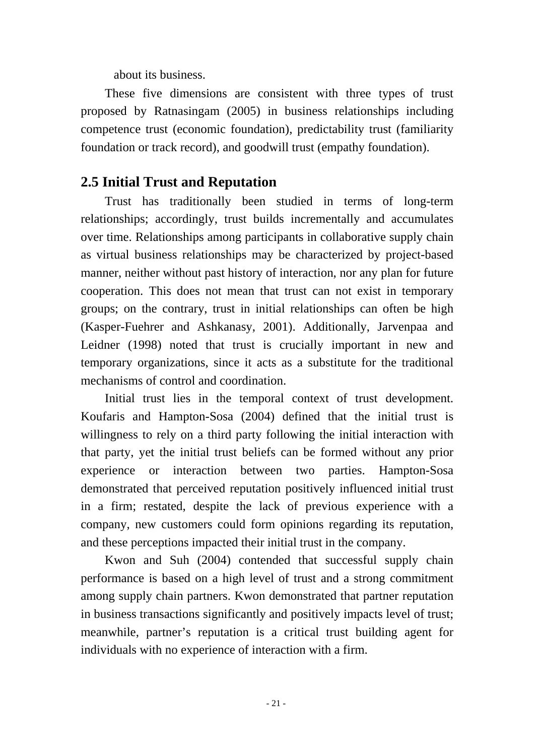about its business.

These five dimensions are consistent with three types of trust proposed by Ratnasingam (2005) in business relationships including competence trust (economic foundation), predictability trust (familiarity foundation or track record), and goodwill trust (empathy foundation).

## 2.5 Initial Trust and Reputation

Trust has traditionally been studied in terms of long-term relationships; accordingly, trust builds incrementally and accumulates over time. Relationships among participants in collaborative supply chain as virtual business relationships may be characterized by project-based manner, neither without past history of interaction, nor any plan for future cooperation. This does not mean that trust can not exist in temporary groups; on the contrary, trust in initial relationships can often be high (Kasper-Fuehrer and Ashkanasy, 2001). Additionally, Jarvenpaa and Leidner (1998) noted that trust is crucially important in new and temporary organizations, since it acts as a substitute for the traditional mechanisms of control and coordination.

Initial trust lies in the temporal context of trust development. Koufaris and Hampton-Sosa (2004) defined that the initial trust is willingness to rely on a third party following the initial interaction with that party, yet the initial trust beliefs can be formed without any prior experience or interaction between two parties. Hampton-Sosa demonstrated that perceived reputation positively influenced initial trust in a firm; restated, despite the lack of previous experience with a company, new customers could form opinions regarding its reputation, and these perceptions impacted their initial trust in the company.

Kwon and Suh (2004) contended that successful supply chain performance is based on a high level of trust and a strong commitment among supply chain partners. Kwon demonstrated that partner reputation in business transactions significantly and positively impacts level of trust; meanwhile, partner's reputation is a critical trust building agent for individuals with no experience of interaction with a firm.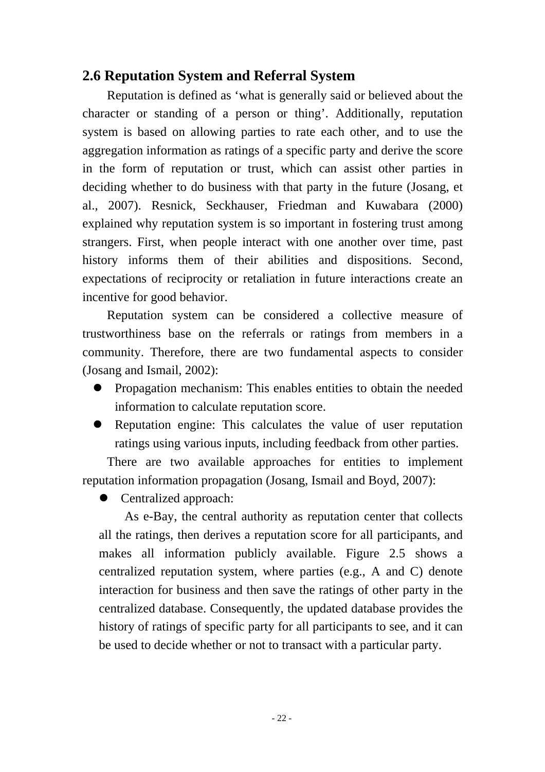## 2.6 Reputation System and Referral System

Reputation is defined as 'what is generally said or believed about the character or standing of a person or thing'. Additionally, reputation system is based on allowing parties to rate each other, and to use the aggregation information as ratings of a specific party and derive the score in the form of reputation or trust, which can assist other parties in deciding whether to do business with that party in the future (Josang, et al., 2007). Resnick, Seckhauser, Friedman and Kuwabara (2000) explained why reputation system is so important in fostering trust among strangers. First, when people interact with one another over time, past history informs them of their abilities and dispositions. Second, expectations of reciprocity or retaliation in future interactions create an incentive for good behavior.

Reputation system can be considered a collective measure of trustworthiness base on the referrals or ratings from members in a community. Therefore, there are two fundamental aspects to consider (Josang and Ismail, 2002):

- Propagation mechanism: This enables entities to obtain the needed information to calculate reputation score.
- Reputation engine: This calculates the value of user reputation ratings using various inputs, including feedback from other parties.

There are two available approaches for entities to implement reputation information propagation (Josang, Ismail and Boyd, 2007):

- Centralized approach:

  As e-Bay, the central authority as reputation center that collects all the ratings, then derives a reputation score for all participants, and makes all information publicly available. Figure 2.5 shows a centralized reputation system, where parties (e.g., A and C) denote interaction for business and then save the ratings of other party in the centralized database. Consequently, the updated database provides the history of ratings of specific party for all participants to see, and it can be used to decide whether or not to transact with a particular party.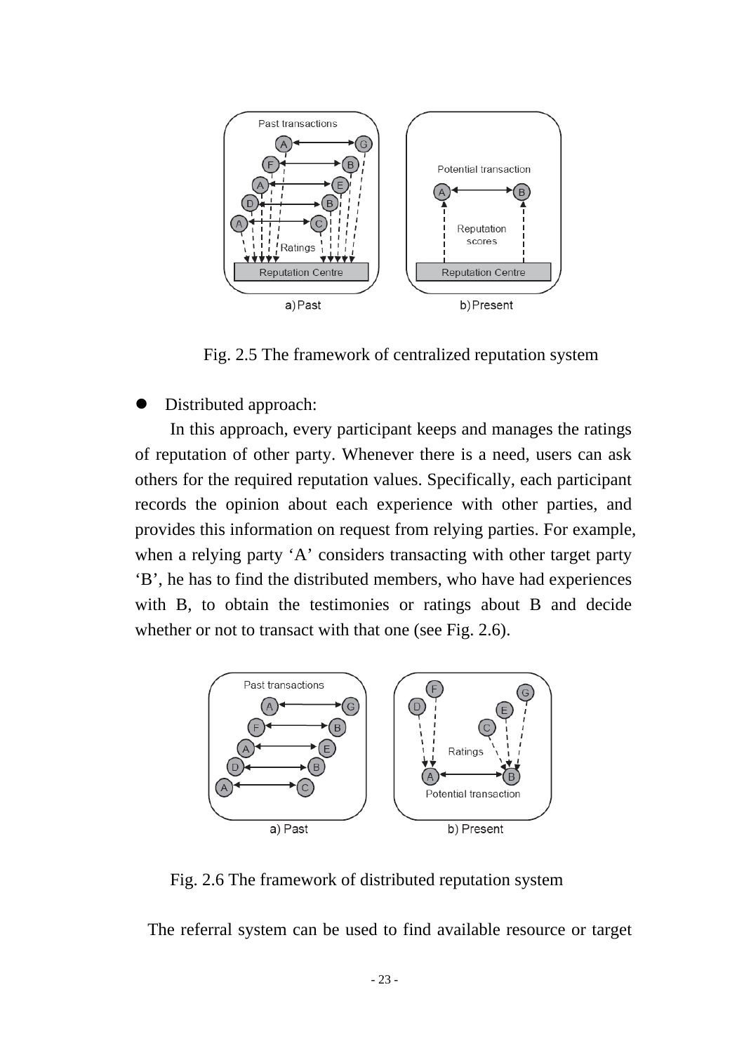Fig. 2.5 The framework of centralized reputation system

- Distributed approach:

  In this approach, every participant keeps and manages the ratings of reputation of other party. Whenever there is a need, users can ask others for the required reputation values. Specifically, each participant records the opinion about each experience with other parties, and provides this information on request from relying parties. For example, when a relying party 'A' considers transacting with other target party 'B', he has to find the distributed members, who have had experiences with B, to obtain the testimonies or ratings about B and decide whether or not to transact with that one (see Fig. 2.6).

Fig. 2.6 The framework of distributed reputation system

The referral system can be used to find available resource or target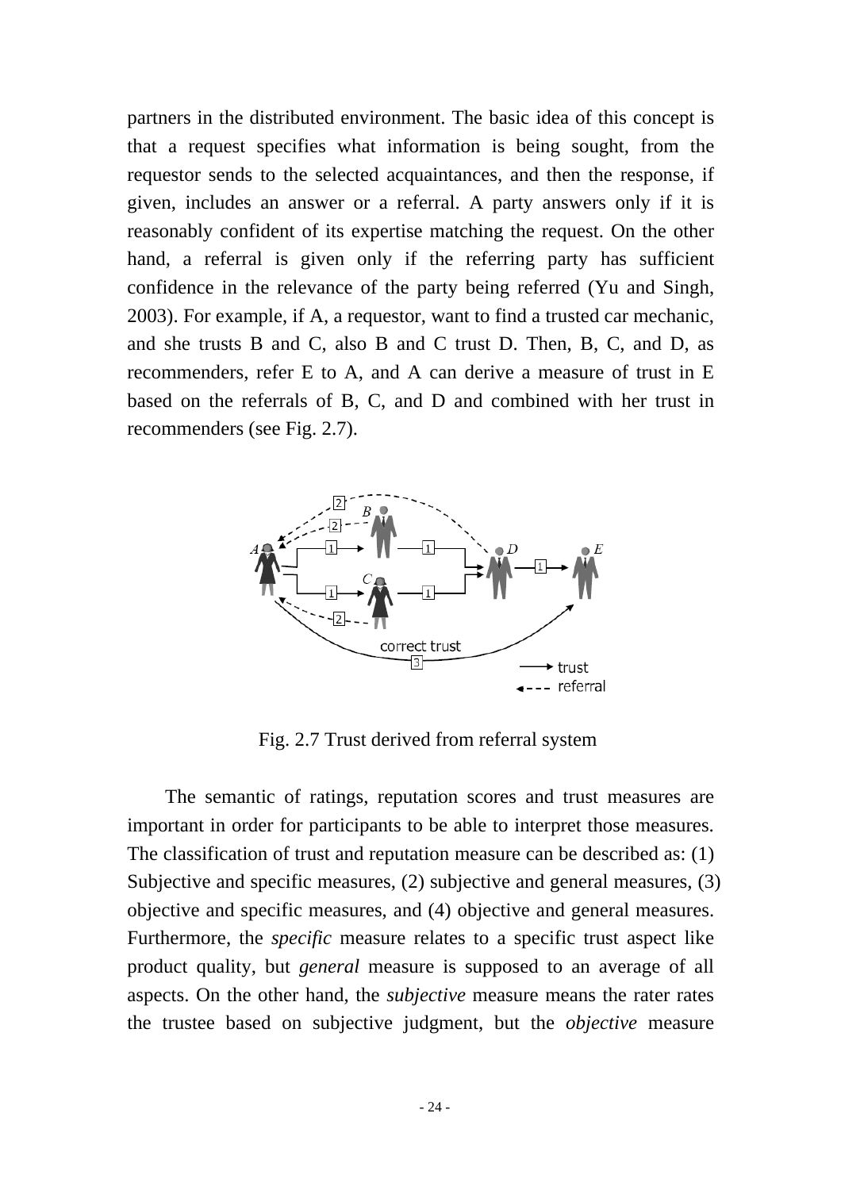partners in the distributed environment. The basic idea of this concept is that a request specifies what information is being sought, from the requestor sends to the selected acquaintances, and then the response, if given, includes an answer or a referral. A party answers only if it is reasonably confident of its expertise matching the request. On the other hand, a referral is given only if the referring party has sufficient confidence in the relevance of the party being referred (Yu and Singh, 2003). For example, if A, a requestor, want to find a trusted car mechanic, and she trusts B and C, also B and C trust D. Then, B, C, and D, as recommenders, refer E to A, and A can derive a measure of trust in E based on the referrals of B, C, and D and combined with her trust in recommenders (see Fig. 2.7).

Fig. 2.7 Trust derived from referral system

The semantic of ratings, reputation scores and trust measures are important in order for participants to be able to interpret those measures. The classification of trust and reputation measure can be described as: (1) Subjective and specific measures, (2) subjective and general measures, (3) objective and specific measures, and (4) objective and general measures. Furthermore, the *specific* measure relates to a specific trust aspect like product quality, but *general* measure is supposed to an average of all aspects. On the other hand, the *subjective* measure means the rater rates the trustee based on subjective judgment, but the *objective* measure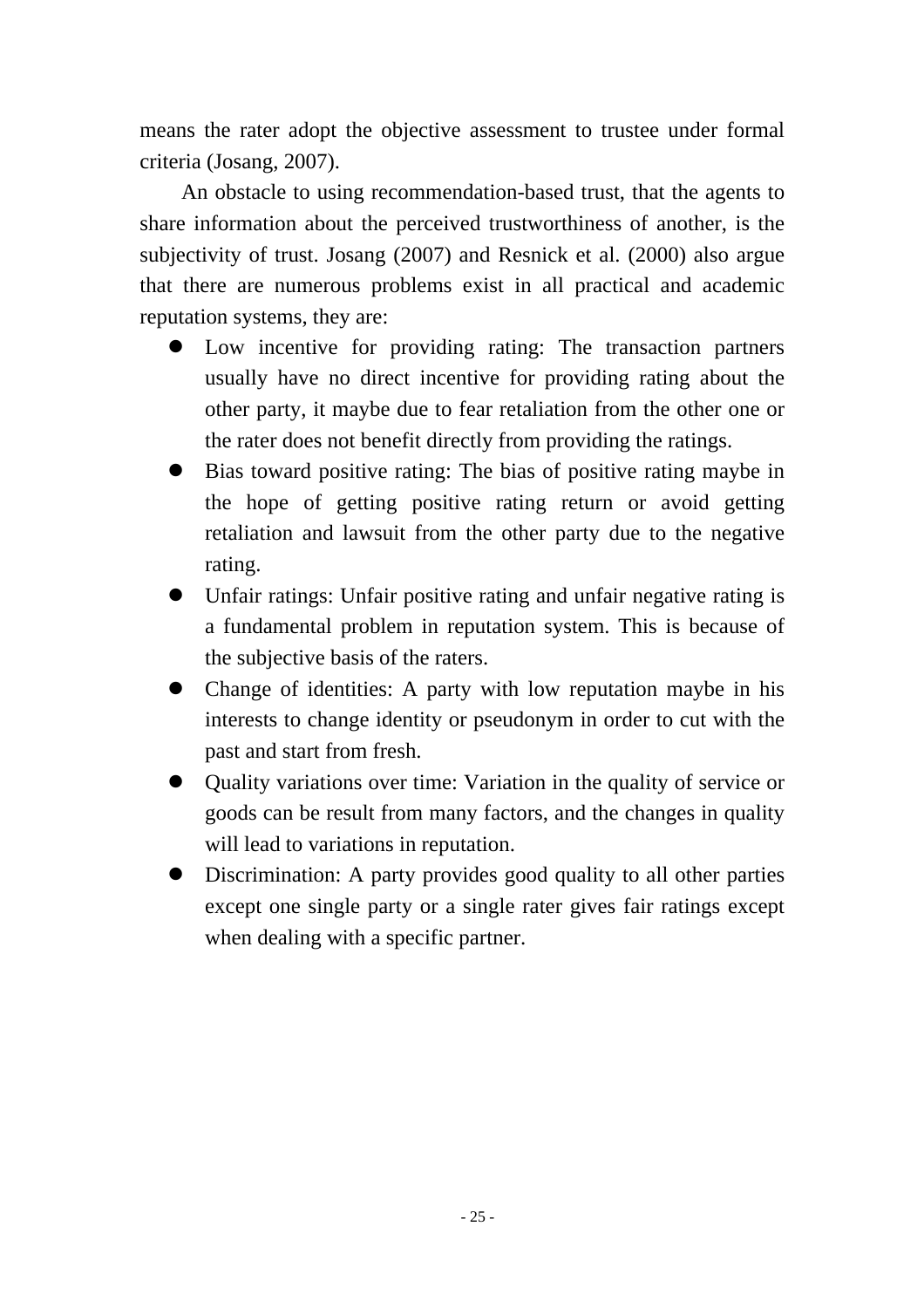means the rater adopt the objective assessment to trustee under formal criteria (Josang, 2007).

An obstacle to using recommendation-based trust, that the agents to share information about the perceived trustworthiness of another, is the subjectivity of trust. Josang (2007) and Resnick et al. (2000) also argue that there are numerous problems exist in all practical and academic reputation systems, they are:

- Low incentive for providing rating: The transaction partners usually have no direct incentive for providing rating about the other party, it maybe due to fear retaliation from the other one or the rater does not benefit directly from providing the ratings.
- Bias toward positive rating: The bias of positive rating maybe in the hope of getting positive rating return or avoid getting retaliation and lawsuit from the other party due to the negative rating.
- Unfair ratings: Unfair positive rating and unfair negative rating is a fundamental problem in reputation system. This is because of the subjective basis of the raters.
- Change of identities: A party with low reputation maybe in his interests to change identity or pseudonym in order to cut with the past and start from fresh.
- Quality variations over time: Variation in the quality of service or goods can be result from many factors, and the changes in quality will lead to variations in reputation.
- Discrimination: A party provides good quality to all other parties except one single party or a single rater gives fair ratings except when dealing with a specific partner.